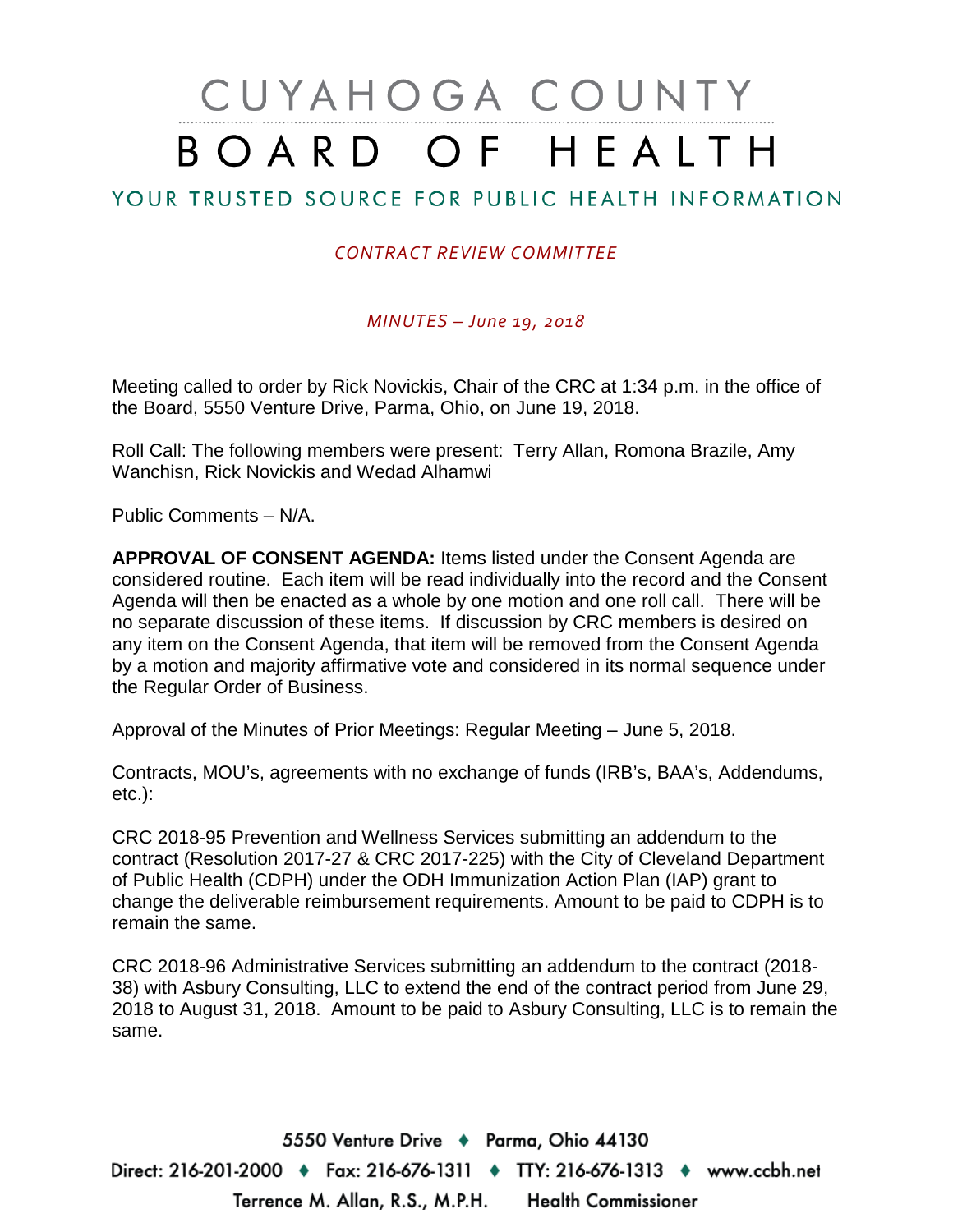# CUYAHOGA COUNTY BOARD OF HEALTH

## YOUR TRUSTED SOURCE FOR PUBLIC HEALTH INFORMATION

*CONTRACT REVIEW COMMITTEE*

*MINUTES – June 19, 2018*

Meeting called to order by Rick Novickis, Chair of the CRC at 1:34 p.m. in the office of the Board, 5550 Venture Drive, Parma, Ohio, on June 19, 2018.

Roll Call: The following members were present: Terry Allan, Romona Brazile, Amy Wanchisn, Rick Novickis and Wedad Alhamwi

Public Comments – N/A.

**APPROVAL OF CONSENT AGENDA:** Items listed under the Consent Agenda are considered routine. Each item will be read individually into the record and the Consent Agenda will then be enacted as a whole by one motion and one roll call. There will be no separate discussion of these items. If discussion by CRC members is desired on any item on the Consent Agenda, that item will be removed from the Consent Agenda by a motion and majority affirmative vote and considered in its normal sequence under the Regular Order of Business.

Approval of the Minutes of Prior Meetings: Regular Meeting – June 5, 2018.

Contracts, MOU's, agreements with no exchange of funds (IRB's, BAA's, Addendums, etc.):

CRC 2018-95 Prevention and Wellness Services submitting an addendum to the contract (Resolution 2017-27 & CRC 2017-225) with the City of Cleveland Department of Public Health (CDPH) under the ODH Immunization Action Plan (IAP) grant to change the deliverable reimbursement requirements. Amount to be paid to CDPH is to remain the same.

CRC 2018-96 Administrative Services submitting an addendum to the contract (2018-38) with Asbury Consulting, LLC to extend the end of the contract period from June 29, 2018 to August 31, 2018. Amount to be paid to Asbury Consulting, LLC is to remain the same.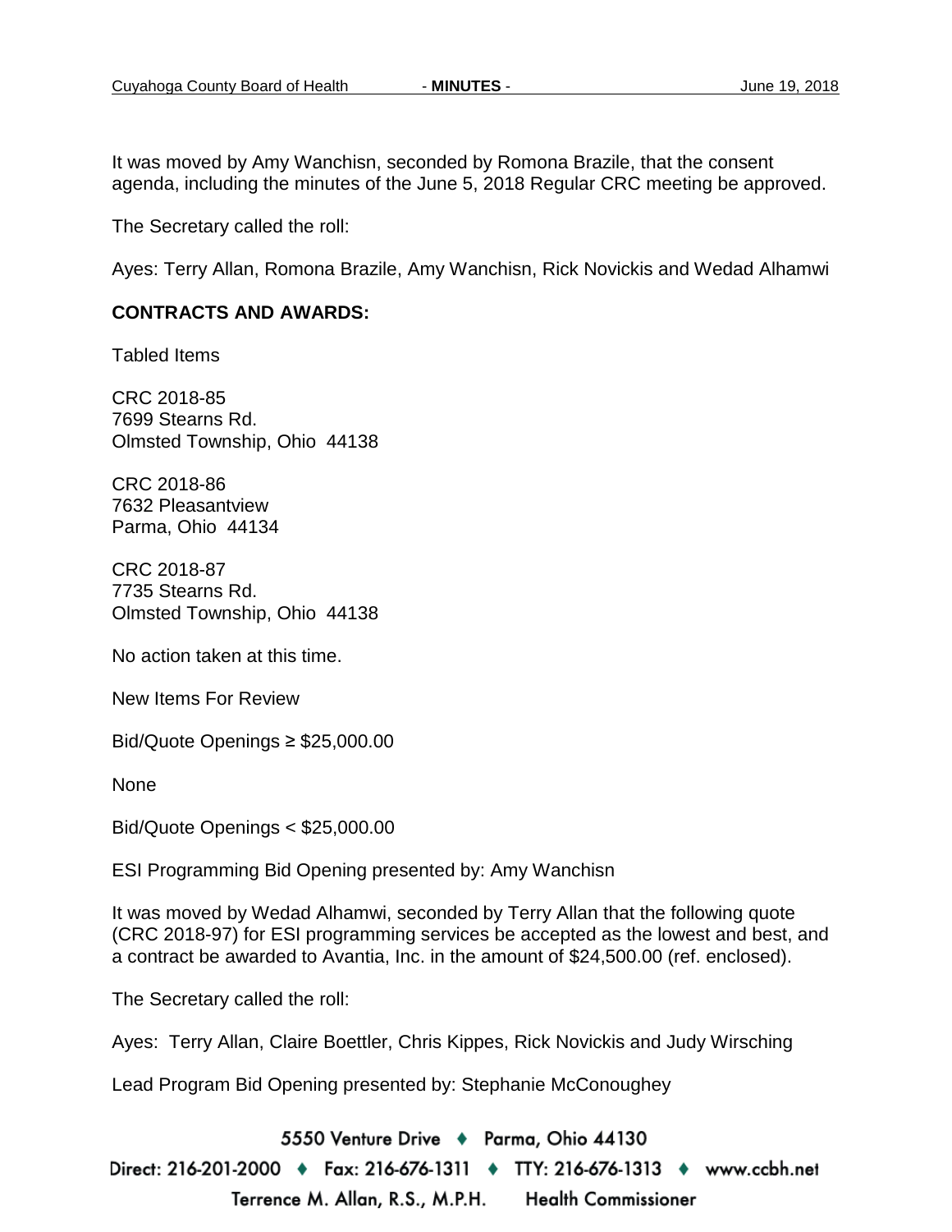It was moved by Amy Wanchisn, seconded by Romona Brazile, that the consent agenda, including the minutes of the June 5, 2018 Regular CRC meeting be approved.

The Secretary called the roll:

Ayes: Terry Allan, Romona Brazile, Amy Wanchisn, Rick Novickis and Wedad Alhamwi

**CONTRACTS AND AWARDS:**

Tabled Items

CRC 2018-85
7699 Stearns Rd.
Olmsted Township, Ohio 44138

CRC 2018-86
7632 Pleasantview
Parma, Ohio 44134

CRC 2018-87
7735 Stearns Rd.
Olmsted Township, Ohio 44138

No action taken at this time.

New Items For Review

Bid/Quote Openings ≥ $25,000.00

None

Bid/Quote Openings < $25,000.00

ESI Programming Bid Opening presented by: Amy Wanchisn

It was moved by Wedad Alhamwi, seconded by Terry Allan that the following quote (CRC 2018-97) for ESI programming services be accepted as the lowest and best, and a contract be awarded to Avantia, Inc. in the amount of $24,500.00 (ref. enclosed).

The Secretary called the roll:

Ayes: Terry Allan, Claire Boettler, Chris Kippes, Rick Novickis and Judy Wirsching

Lead Program Bid Opening presented by: Stephanie McConoughey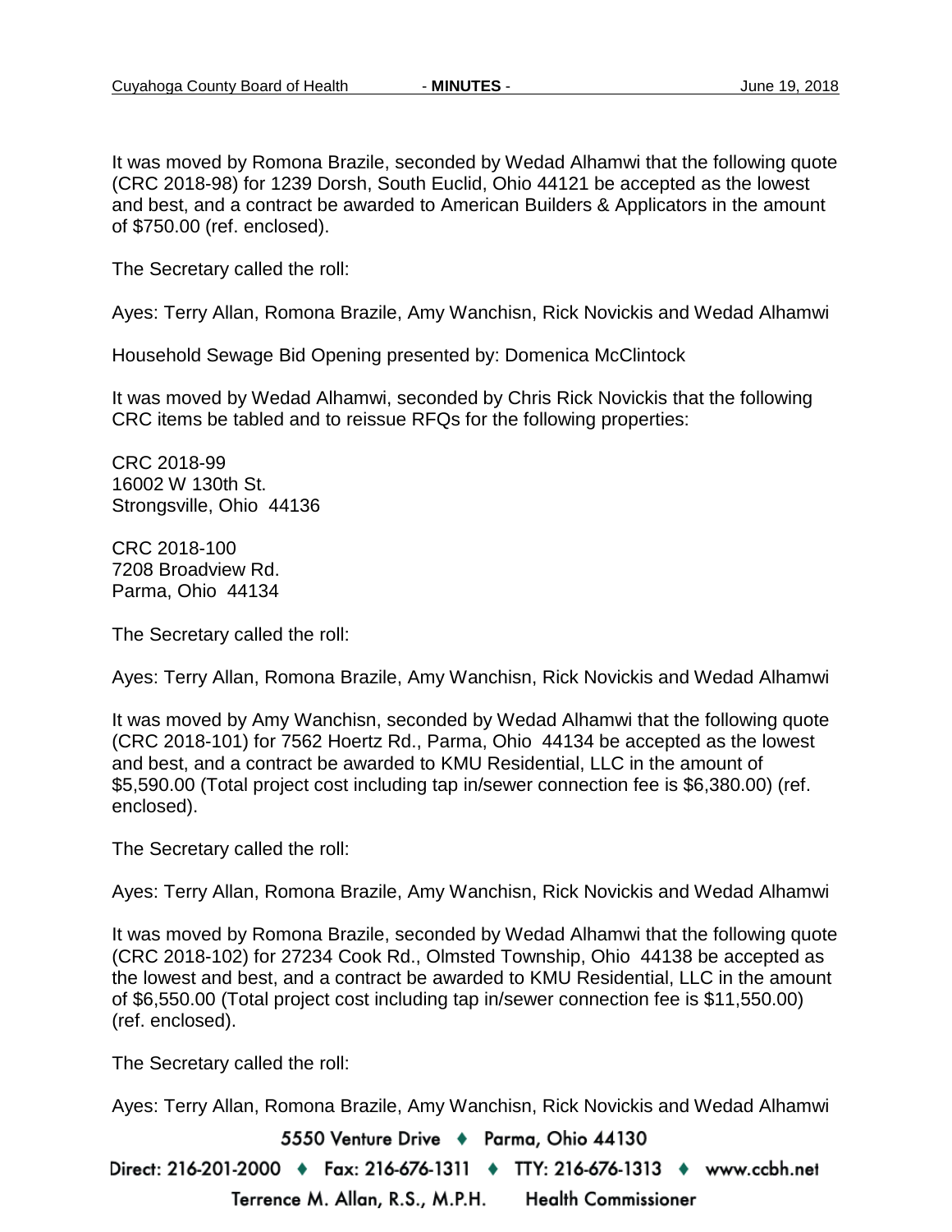It was moved by Romona Brazile, seconded by Wedad Alhamwi that the following quote (CRC 2018-98) for 1239 Dorsh, South Euclid, Ohio 44121 be accepted as the lowest and best, and a contract be awarded to American Builders & Applicators in the amount of $750.00 (ref. enclosed).

The Secretary called the roll:

Ayes: Terry Allan, Romona Brazile, Amy Wanchisn, Rick Novickis and Wedad Alhamwi

Household Sewage Bid Opening presented by: Domenica McClintock

It was moved by Wedad Alhamwi, seconded by Chris Rick Novickis that the following CRC items be tabled and to reissue RFQs for the following properties:

CRC 2018-99
16002 W 130th St.
Strongsville, Ohio 44136

CRC 2018-100
7208 Broadview Rd.
Parma, Ohio 44134

The Secretary called the roll:

Ayes: Terry Allan, Romona Brazile, Amy Wanchisn, Rick Novickis and Wedad Alhamwi

It was moved by Amy Wanchisn, seconded by Wedad Alhamwi that the following quote (CRC 2018-101) for 7562 Hoertz Rd., Parma, Ohio 44134 be accepted as the lowest and best, and a contract be awarded to KMU Residential, LLC in the amount of $5,590.00 (Total project cost including tap in/sewer connection fee is $6,380.00) (ref. enclosed).

The Secretary called the roll:

Ayes: Terry Allan, Romona Brazile, Amy Wanchisn, Rick Novickis and Wedad Alhamwi

It was moved by Romona Brazile, seconded by Wedad Alhamwi that the following quote (CRC 2018-102) for 27234 Cook Rd., Olmsted Township, Ohio 44138 be accepted as the lowest and best, and a contract be awarded to KMU Residential, LLC in the amount of $6,550.00 (Total project cost including tap in/sewer connection fee is $11,550.00) (ref. enclosed).

The Secretary called the roll:

Ayes: Terry Allan, Romona Brazile, Amy Wanchisn, Rick Novickis and Wedad Alhamwi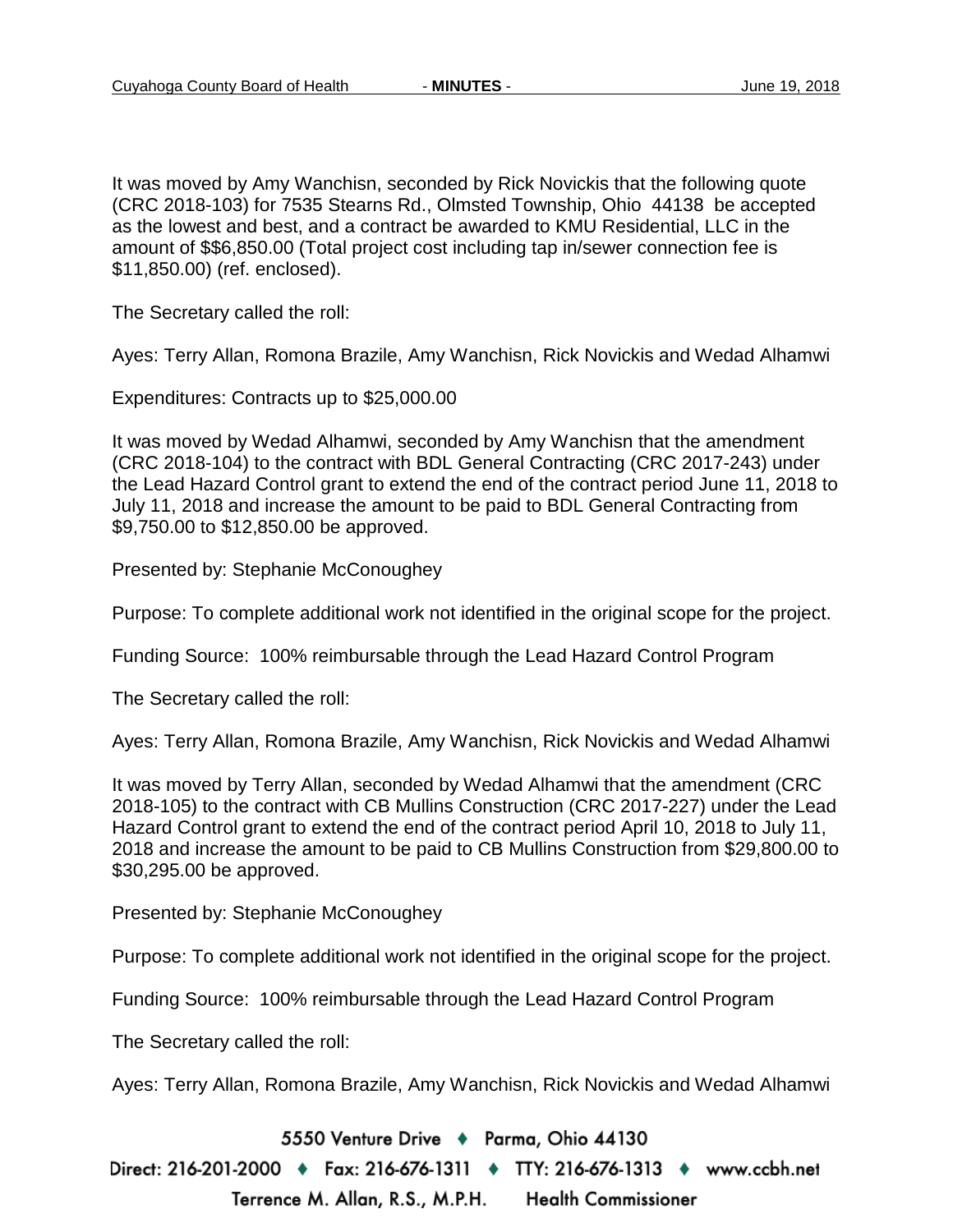It was moved by Amy Wanchisn, seconded by Rick Novickis that the following quote (CRC 2018-103) for 7535 Stearns Rd., Olmsted Township, Ohio 44138 be accepted as the lowest and best, and a contract be awarded to KMU Residential, LLC in the amount of $$6,850.00 (Total project cost including tap in/sewer connection fee is $11,850.00) (ref. enclosed).

The Secretary called the roll:

Ayes: Terry Allan, Romona Brazile, Amy Wanchisn, Rick Novickis and Wedad Alhamwi

Expenditures: Contracts up to $25,000.00

It was moved by Wedad Alhamwi, seconded by Amy Wanchisn that the amendment (CRC 2018-104) to the contract with BDL General Contracting (CRC 2017-243) under the Lead Hazard Control grant to extend the end of the contract period June 11, 2018 to July 11, 2018 and increase the amount to be paid to BDL General Contracting from $9,750.00 to $12,850.00 be approved.

Presented by: Stephanie McConoughey

Purpose: To complete additional work not identified in the original scope for the project.

Funding Source: 100% reimbursable through the Lead Hazard Control Program

The Secretary called the roll:

Ayes: Terry Allan, Romona Brazile, Amy Wanchisn, Rick Novickis and Wedad Alhamwi

It was moved by Terry Allan, seconded by Wedad Alhamwi that the amendment (CRC 2018-105) to the contract with CB Mullins Construction (CRC 2017-227) under the Lead Hazard Control grant to extend the end of the contract period April 10, 2018 to July 11, 2018 and increase the amount to be paid to CB Mullins Construction from $29,800.00 to $30,295.00 be approved.

Presented by: Stephanie McConoughey

Purpose: To complete additional work not identified in the original scope for the project.

Funding Source: 100% reimbursable through the Lead Hazard Control Program

The Secretary called the roll:

Ayes: Terry Allan, Romona Brazile, Amy Wanchisn, Rick Novickis and Wedad Alhamwi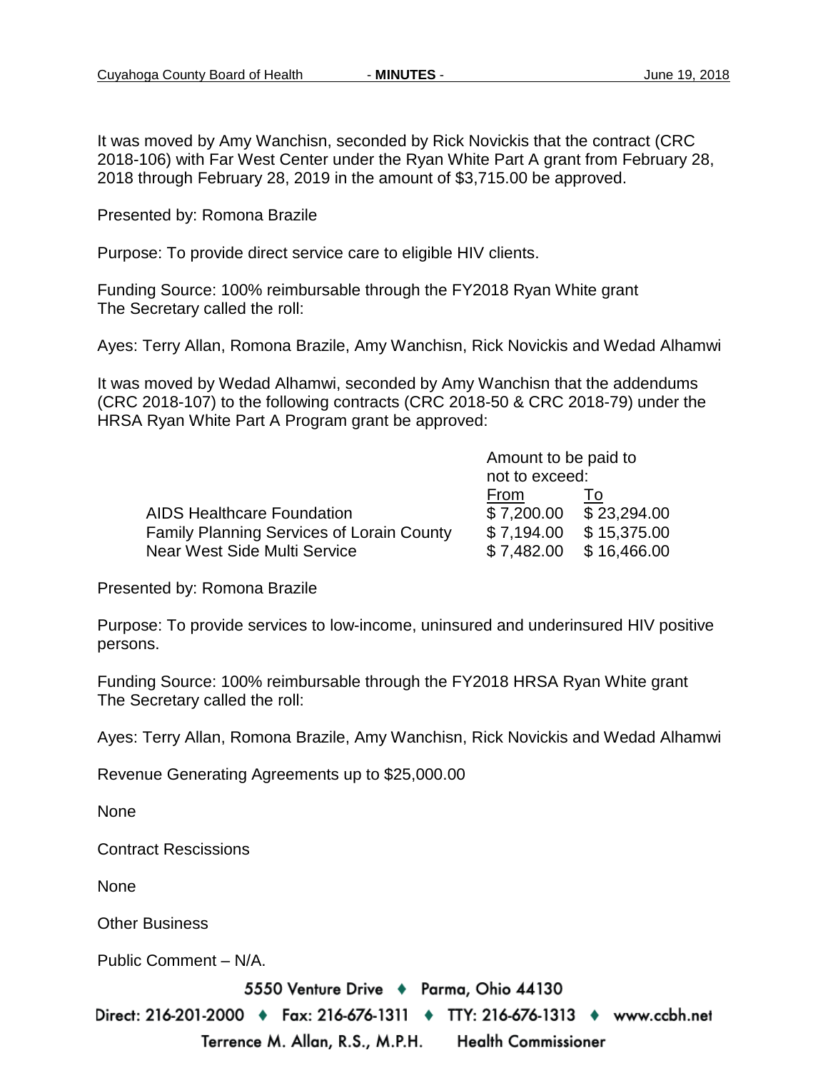It was moved by Amy Wanchisn, seconded by Rick Novickis that the contract (CRC 2018-106) with Far West Center under the Ryan White Part A grant from February 28, 2018 through February 28, 2019 in the amount of $3,715.00 be approved.

Presented by: Romona Brazile

Purpose: To provide direct service care to eligible HIV clients.

Funding Source: 100% reimbursable through the FY2018 Ryan White grant
The Secretary called the roll:

Ayes: Terry Allan, Romona Brazile, Amy Wanchisn, Rick Novickis and Wedad Alhamwi

It was moved by Wedad Alhamwi, seconded by Amy Wanchisn that the addendums (CRC 2018-107) to the following contracts (CRC 2018-50 & CRC 2018-79) under the HRSA Ryan White Part A Program grant be approved:

| | Amount to be paid to not to exceed: | |
|---|---|---|
| | From | To |
| AIDS Healthcare Foundation | $ 7,200.00 | $ 23,294.00 |
| Family Planning Services of Lorain County | $ 7,194.00 | $ 15,375.00 |
| Near West Side Multi Service | $ 7,482.00 | $ 16,466.00 |

Presented by: Romona Brazile

Purpose: To provide services to low-income, uninsured and underinsured HIV positive persons.

Funding Source: 100% reimbursable through the FY2018 HRSA Ryan White grant
The Secretary called the roll:

Ayes: Terry Allan, Romona Brazile, Amy Wanchisn, Rick Novickis and Wedad Alhamwi

Revenue Generating Agreements up to $25,000.00

None

Contract Rescissions

None

Other Business

Public Comment – N/A.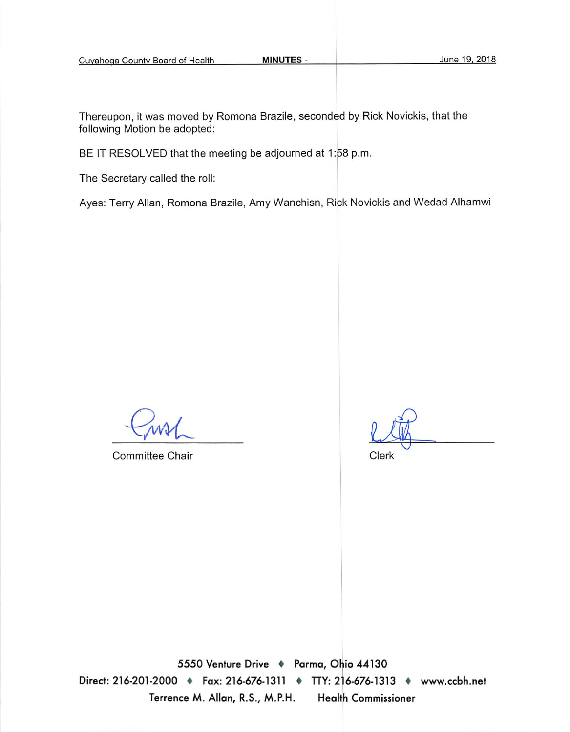Thereupon, it was moved by Romona Brazile, seconded by Rick Novickis, that the following Motion be adopted:

BE IT RESOLVED that the meeting be adjourned at 1:58 p.m.

The Secretary called the roll:

Ayes: Terry Allan, Romona Brazile, Amy Wanchisn, Rick Novickis and Wedad Alhamwi

Committee Chair

Clerk

5550 Venture Drive ♦ Parma, Ohio 44130

Direct: 216-201-2000 ♦ Fax: 216-676-1311 ♦ TTY: 216-676-1313 ♦ www.ccbh.net

Terrence M. Allan, R.S., M.P.H. Health Commissioner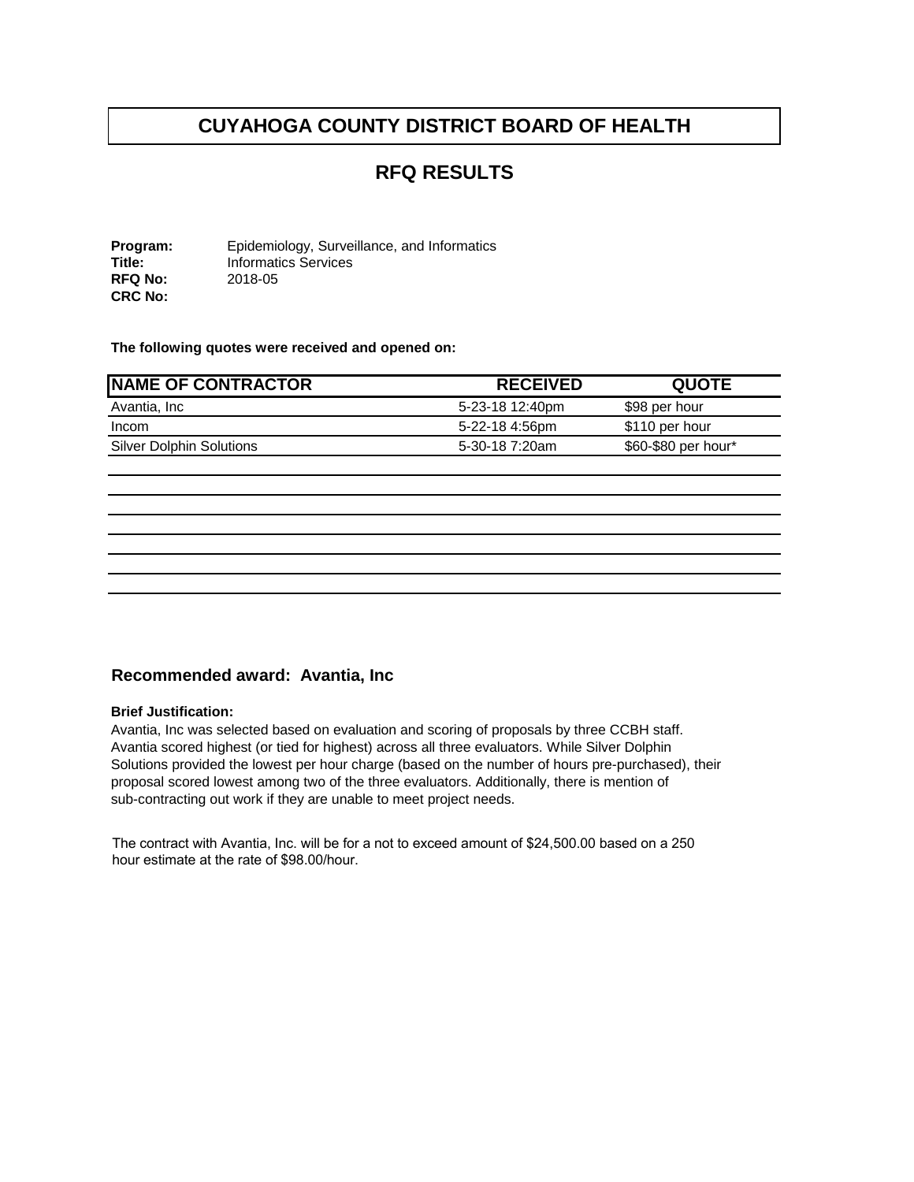# CUYAHOGA COUNTY DISTRICT BOARD OF HEALTH

## RFQ RESULTS

**Program:** Epidemiology, Surveillance, and Informatics
**Title:** Informatics Services
**RFQ No:** 2018-05
**CRC No:**

**The following quotes were received and opened on:**

| NAME OF CONTRACTOR | RECEIVED | QUOTE |
|---|---|---|
| Avantia, Inc | 5-23-18 12:40pm | $98 per hour |
| Incom | 5-22-18 4:56pm | $110 per hour |
| Silver Dolphin Solutions | 5-30-18 7:20am | $60-$80 per hour* |

### Recommended award: Avantia, Inc

**Brief Justification:**

Avantia, Inc was selected based on evaluation and scoring of proposals by three CCBH staff. Avantia scored highest (or tied for highest) across all three evaluators. While Silver Dolphin Solutions provided the lowest per hour charge (based on the number of hours pre-purchased), their proposal scored lowest among two of the three evaluators. Additionally, there is mention of sub-contracting out work if they are unable to meet project needs.

The contract with Avantia, Inc. will be for a not to exceed amount of $24,500.00 based on a 250 hour estimate at the rate of $98.00/hour.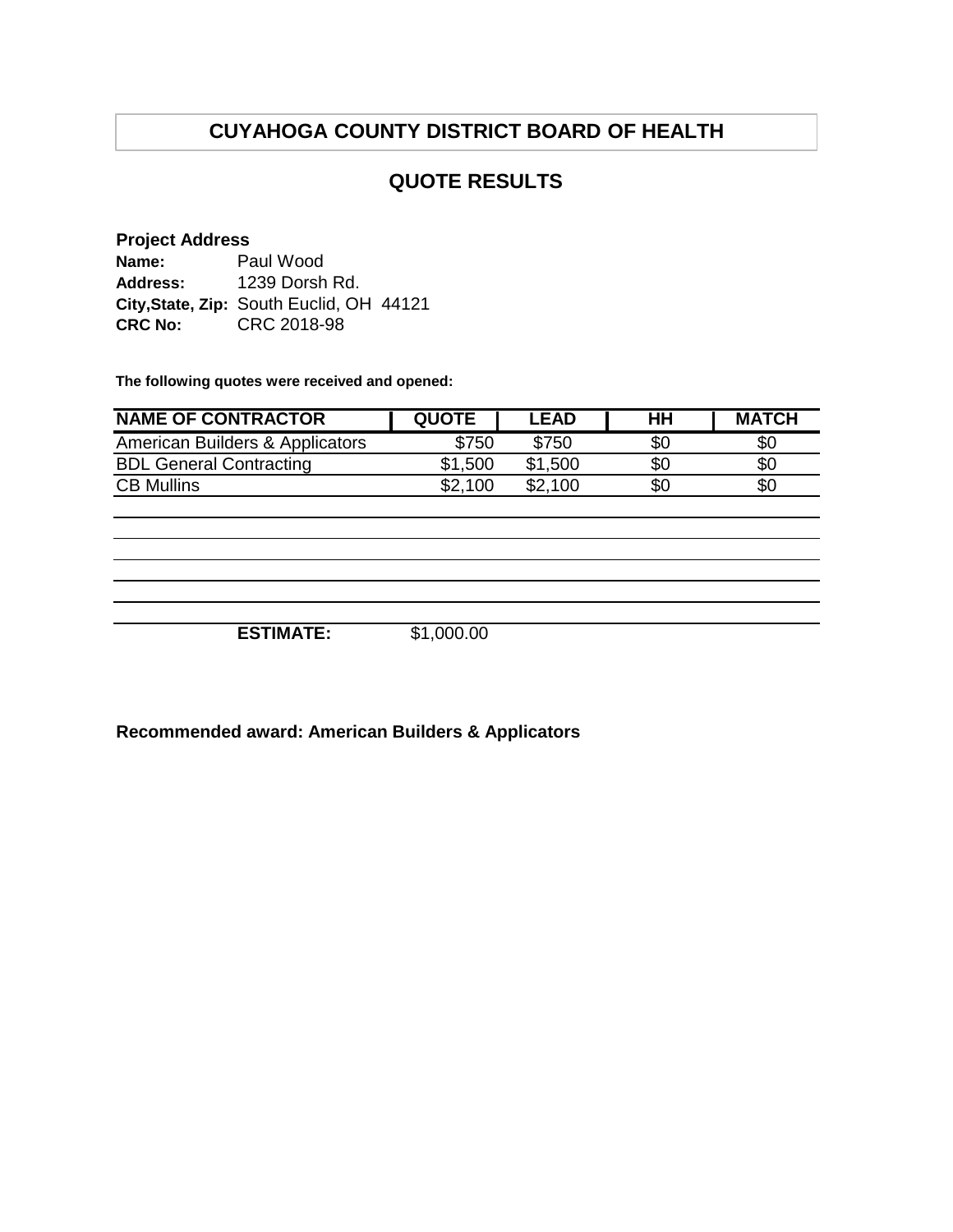# CUYAHOGA COUNTY DISTRICT BOARD OF HEALTH

## QUOTE RESULTS

**Project Address**

**Name:** Paul Wood
**Address:** 1239 Dorsh Rd.
**City,State, Zip:** South Euclid, OH 44121
**CRC No:** CRC 2018-98

**The following quotes were received and opened:**

| NAME OF CONTRACTOR | QUOTE | LEAD | HH | MATCH |
|---|---|---|---|---|
| American Builders & Applicators | $750 | $750 | $0 | $0 |
| BDL General Contracting | $1,500 | $1,500 | $0 | $0 |
| CB Mullins | $2,100 | $2,100 | $0 | $0 |
| | | | | |
| | | | | |
| | | | | |
| | | | | |
| | | | | |
| **ESTIMATE:** | $1,000.00 | | | |

**Recommended award: American Builders & Applicators**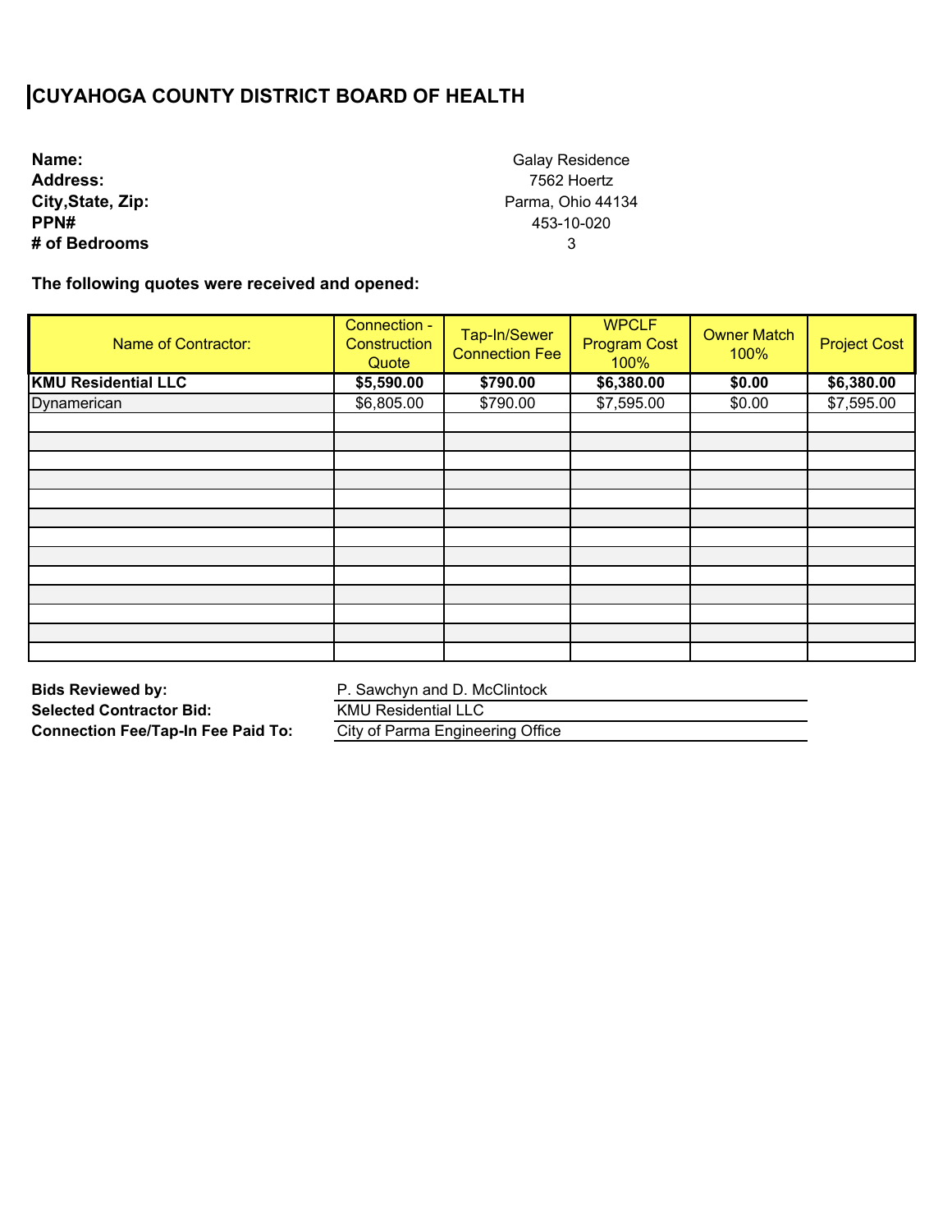# CUYAHOGA COUNTY DISTRICT BOARD OF HEALTH

| | |
|---|---|
| **Name:** | Galay Residence |
| **Address:** | 7562 Hoertz |
| **City,State, Zip:** | Parma, Ohio 44134 |
| **PPN#** | 453-10-020 |
| **# of Bedrooms** | 3 |

**The following quotes were received and opened:**

| Name of Contractor: | Connection - Construction Quote | Tap-In/Sewer Connection Fee | WPCLF Program Cost 100% | Owner Match 100% | Project Cost |
|---|---|---|---|---|---|
| **KMU Residential LLC** | **$5,590.00** | **$790.00** | **$6,380.00** | **$0.00** | **$6,380.00** |
| Dynamerican | $6,805.00 | $790.00 | $7,595.00 | $0.00 | $7,595.00 |

| | |
|---|---|
| **Bids Reviewed by:** | P. Sawchyn and D. McClintock |
| **Selected Contractor Bid:** | KMU Residential LLC |
| **Connection Fee/Tap-In Fee Paid To:** | City of Parma Engineering Office |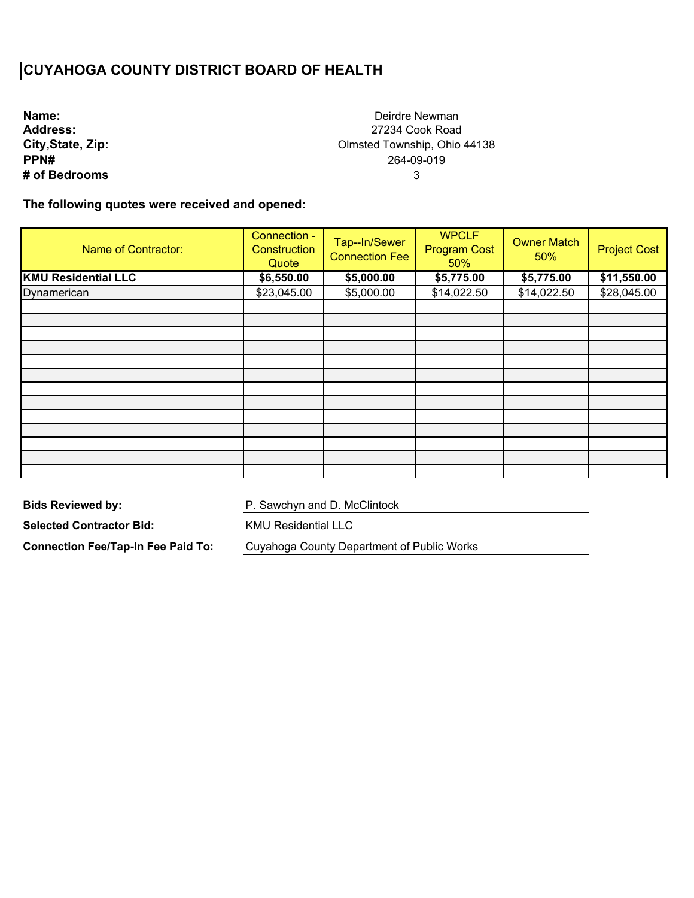# CUYAHOGA COUNTY DISTRICT BOARD OF HEALTH

**Name:** Deirdre Newman
**Address:** 27234 Cook Road
**City,State, Zip:** Olmsted Township, Ohio 44138
**PPN#** 264-09-019
**# of Bedrooms** 3

**The following quotes were received and opened:**

| Name of Contractor: | Connection - Construction Quote | Tap--In/Sewer Connection Fee | WPCLF Program Cost 50% | Owner Match 50% | Project Cost |
|---|---|---|---|---|---|
| **KMU Residential LLC** | **$6,550.00** | **$5,000.00** | **$5,775.00** | **$5,775.00** | **$11,550.00** |
| Dynamerican | $23,045.00 | $5,000.00 | $14,022.50 | $14,022.50 | $28,045.00 |

**Bids Reviewed by:** P. Sawchyn and D. McClintock

**Selected Contractor Bid:** KMU Residential LLC

**Connection Fee/Tap-In Fee Paid To:** Cuyahoga County Department of Public Works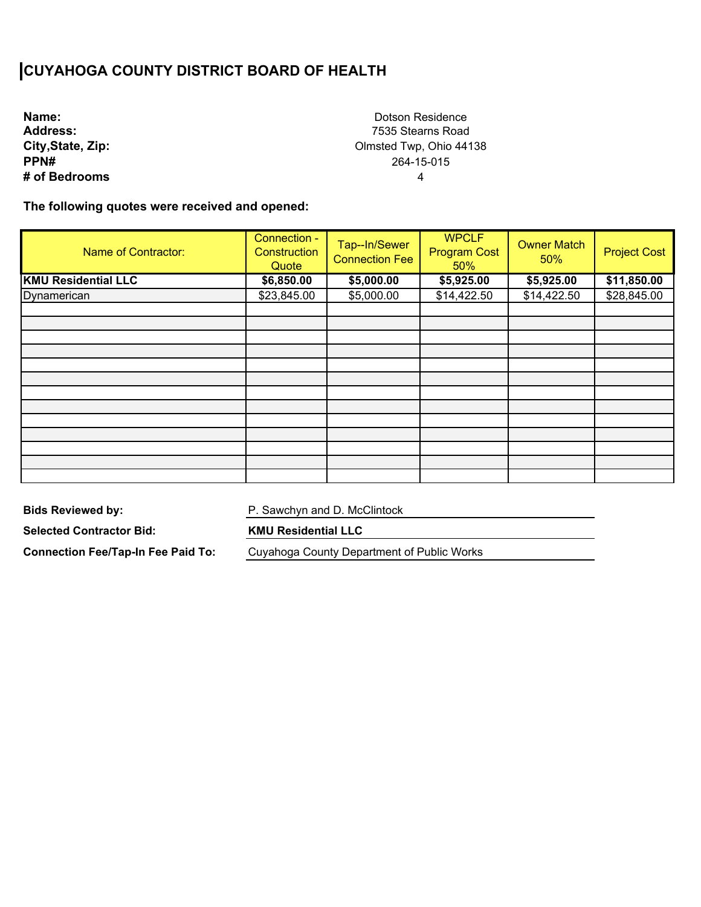# CUYAHOGA COUNTY DISTRICT BOARD OF HEALTH

| | |
|---|---|
| **Name:** | Dotson Residence |
| **Address:** | 7535 Stearns Road |
| **City,State, Zip:** | Olmsted Twp, Ohio 44138 |
| **PPN#** | 264-15-015 |
| **# of Bedrooms** | 4 |

**The following quotes were received and opened:**

| Name of Contractor: | Connection - Construction Quote | Tap--In/Sewer Connection Fee | WPCLF Program Cost 50% | Owner Match 50% | Project Cost |
|---|---|---|---|---|---|
| **KMU Residential LLC** | **$6,850.00** | **$5,000.00** | **$5,925.00** | **$5,925.00** | **$11,850.00** |
| Dynamerican | $23,845.00 | $5,000.00 | $14,422.50 | $14,422.50 | $28,845.00 |

**Bids Reviewed by:** P. Sawchyn and D. McClintock

**Selected Contractor Bid:** **KMU Residential LLC**

**Connection Fee/Tap-In Fee Paid To:** Cuyahoga County Department of Public Works